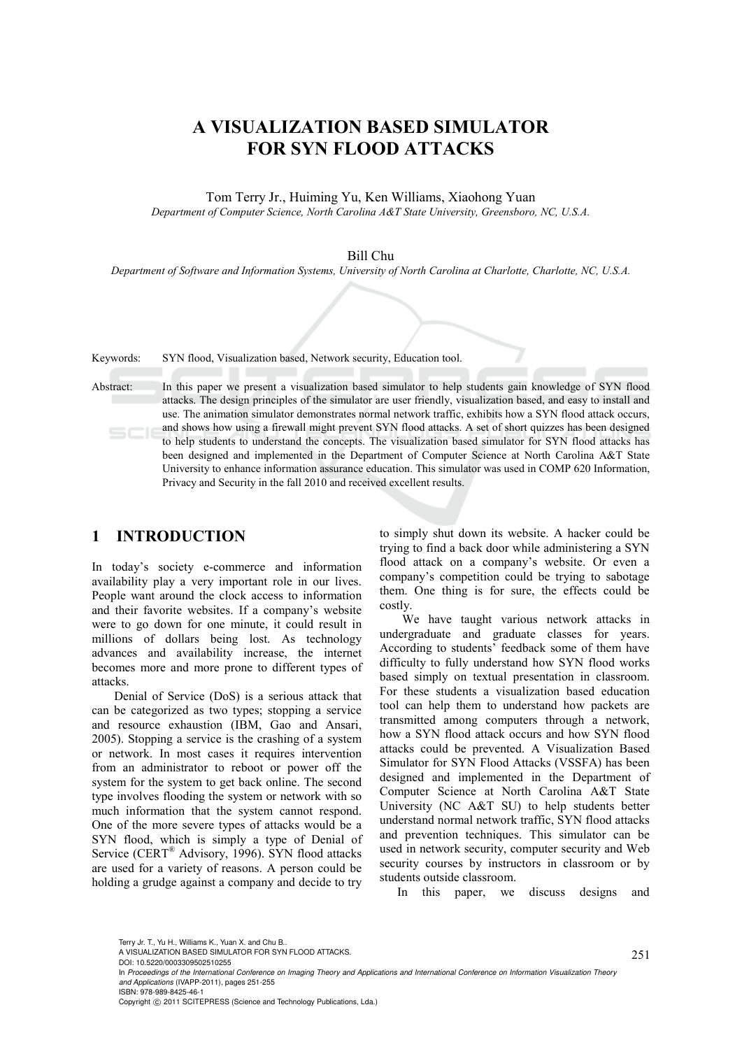# A VISUALIZATION BASED SIMULATOR FOR SYN FLOOD ATTACKS

Tom Terry Jr., Huiming Yu, Ken Williams, Xiaohong Yuan

*Department of Computer Science, North Carolina A&T State University, Greensboro, NC, U.S.A.*

Bill Chu

*Department of Software and Information Systems, University of North Carolina at Charlotte, Charlotte, NC, U.S.A.*

Keywords: SYN flood, Visualization based, Network security, Education tool.

Abstract: In this paper we present a visualization based simulator to help students gain knowledge of SYN flood attacks. The design principles of the simulator are user friendly, visualization based, and easy to install and use. The animation simulator demonstrates normal network traffic, exhibits how a SYN flood attack occurs, and shows how using a firewall might prevent SYN flood attacks. A set of short quizzes has been designed to help students to understand the concepts. The visualization based simulator for SYN flood attacks has been designed and implemented in the Department of Computer Science at North Carolina A&T State University to enhance information assurance education. This simulator was used in COMP 620 Information, Privacy and Security in the fall 2010 and received excellent results.

## 1 INTRODUCTION

In today's society e-commerce and information availability play a very important role in our lives. People want around the clock access to information and their favorite websites. If a company's website were to go down for one minute, it could result in millions of dollars being lost. As technology advances and availability increase, the internet becomes more and more prone to different types of attacks.

Denial of Service (DoS) is a serious attack that can be categorized as two types; stopping a service and resource exhaustion (IBM, Gao and Ansari, 2005). Stopping a service is the crashing of a system or network. In most cases it requires intervention from an administrator to reboot or power off the system for the system to get back online. The second type involves flooding the system or network with so much information that the system cannot respond. One of the more severe types of attacks would be a SYN flood, which is simply a type of Denial of Service (CERT® Advisory, 1996). SYN flood attacks are used for a variety of reasons. A person could be holding a grudge against a company and decide to try to simply shut down its website. A hacker could be trying to find a back door while administering a SYN flood attack on a company's website. Or even a company's competition could be trying to sabotage them. One thing is for sure, the effects could be costly.

We have taught various network attacks in undergraduate and graduate classes for years. According to students' feedback some of them have difficulty to fully understand how SYN flood works based simply on textual presentation in classroom. For these students a visualization based education tool can help them to understand how packets are transmitted among computers through a network, how a SYN flood attack occurs and how SYN flood attacks could be prevented. A Visualization Based Simulator for SYN Flood Attacks (VSSFA) has been designed and implemented in the Department of Computer Science at North Carolina A&T State University (NC A&T SU) to help students better understand normal network traffic, SYN flood attacks and prevention techniques. This simulator can be used in network security, computer security and Web security courses by instructors in classroom or by students outside classroom.

In this paper, we discuss designs and

Terry Jr. T., Yu H., Williams K., Yuan X. and Chu B..
A VISUALIZATION BASED SIMULATOR FOR SYN FLOOD ATTACKS.
DOI: 10.5220/0003309502510255
In *Proceedings of the International Conference on Imaging Theory and Applications and International Conference on Information Visualization Theory and Applications* (IVAPP-2011), pages 251-255
ISBN: 978-989-8425-46-1
Copyright © 2011 SCITEPRESS (Science and Technology Publications, Lda.)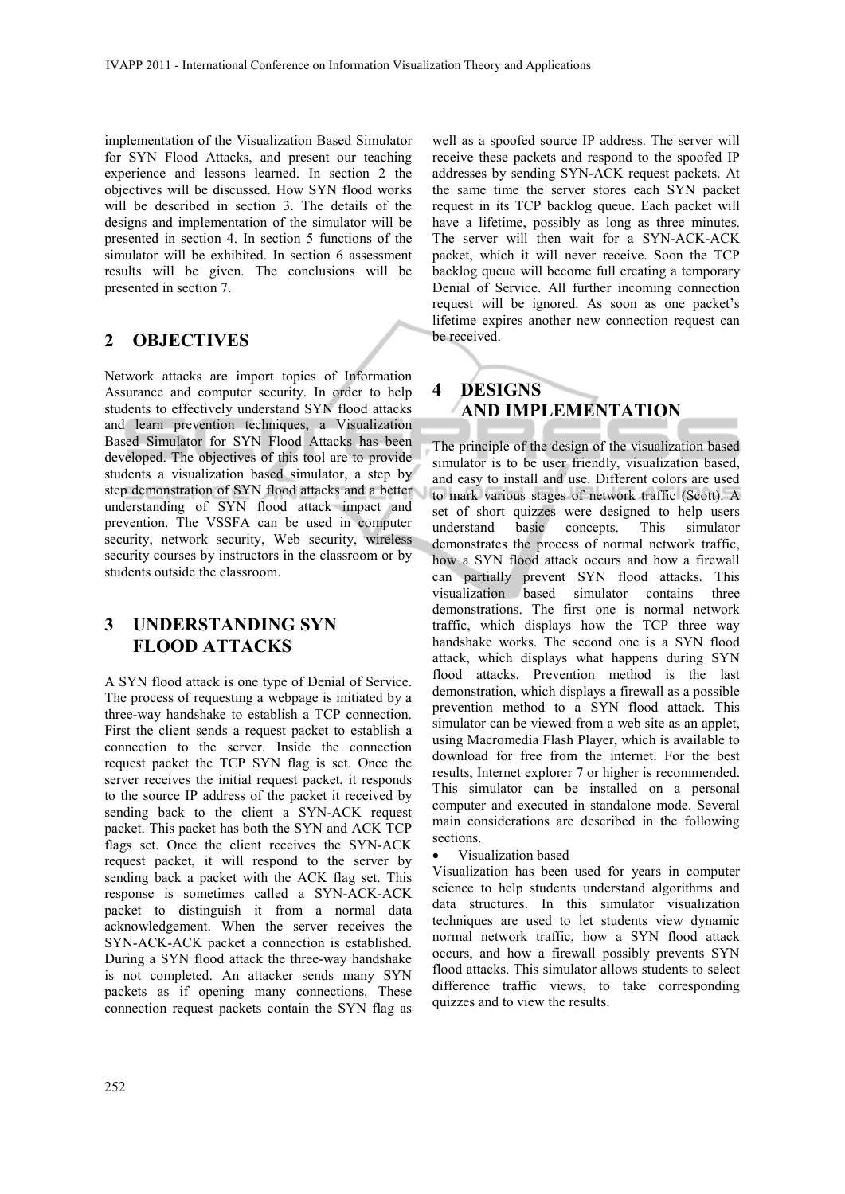implementation of the Visualization Based Simulator for SYN Flood Attacks, and present our teaching experience and lessons learned. In section 2 the objectives will be discussed. How SYN flood works will be described in section 3. The details of the designs and implementation of the simulator will be presented in section 4. In section 5 functions of the simulator will be exhibited. In section 6 assessment results will be given. The conclusions will be presented in section 7.

## 2 OBJECTIVES

Network attacks are import topics of Information Assurance and computer security. In order to help students to effectively understand SYN flood attacks and learn prevention techniques, a Visualization Based Simulator for SYN Flood Attacks has been developed. The objectives of this tool are to provide students a visualization based simulator, a step by step demonstration of SYN flood attacks and a better understanding of SYN flood attack impact and prevention. The VSSFA can be used in computer security, network security, Web security, wireless security courses by instructors in the classroom or by students outside the classroom.

## 3 UNDERSTANDING SYN FLOOD ATTACKS

A SYN flood attack is one type of Denial of Service. The process of requesting a webpage is initiated by a three-way handshake to establish a TCP connection. First the client sends a request packet to establish a connection to the server. Inside the connection request packet the TCP SYN flag is set. Once the server receives the initial request packet, it responds to the source IP address of the packet it received by sending back to the client a SYN-ACK request packet. This packet has both the SYN and ACK TCP flags set. Once the client receives the SYN-ACK request packet, it will respond to the server by sending back a packet with the ACK flag set. This response is sometimes called a SYN-ACK-ACK packet to distinguish it from a normal data acknowledgement. When the server receives the SYN-ACK-ACK packet a connection is established. During a SYN flood attack the three-way handshake is not completed. An attacker sends many SYN packets as if opening many connections. These connection request packets contain the SYN flag as well as a spoofed source IP address. The server will receive these packets and respond to the spoofed IP addresses by sending SYN-ACK request packets. At the same time the server stores each SYN packet request in its TCP backlog queue. Each packet will have a lifetime, possibly as long as three minutes. The server will then wait for a SYN-ACK-ACK packet, which it will never receive. Soon the TCP backlog queue will become full creating a temporary Denial of Service. All further incoming connection request will be ignored. As soon as one packet's lifetime expires another new connection request can be received.

## 4 DESIGNS AND IMPLEMENTATION

The principle of the design of the visualization based simulator is to be user friendly, visualization based, and easy to install and use. Different colors are used to mark various stages of network traffic (Scott). A set of short quizzes were designed to help users understand basic concepts. This simulator demonstrates the process of normal network traffic, how a SYN flood attack occurs and how a firewall can partially prevent SYN flood attacks. This visualization based simulator contains three demonstrations. The first one is normal network traffic, which displays how the TCP three way handshake works. The second one is a SYN flood attack, which displays what happens during SYN flood attacks. Prevention method is the last demonstration, which displays a firewall as a possible prevention method to a SYN flood attack. This simulator can be viewed from a web site as an applet, using Macromedia Flash Player, which is available to download for free from the internet. For the best results, Internet explorer 7 or higher is recommended. This simulator can be installed on a personal computer and executed in standalone mode. Several main considerations are described in the following sections.

- Visualization based

Visualization has been used for years in computer science to help students understand algorithms and data structures. In this simulator visualization techniques are used to let students view dynamic normal network traffic, how a SYN flood attack occurs, and how a firewall possibly prevents SYN flood attacks. This simulator allows students to select difference traffic views, to take corresponding quizzes and to view the results.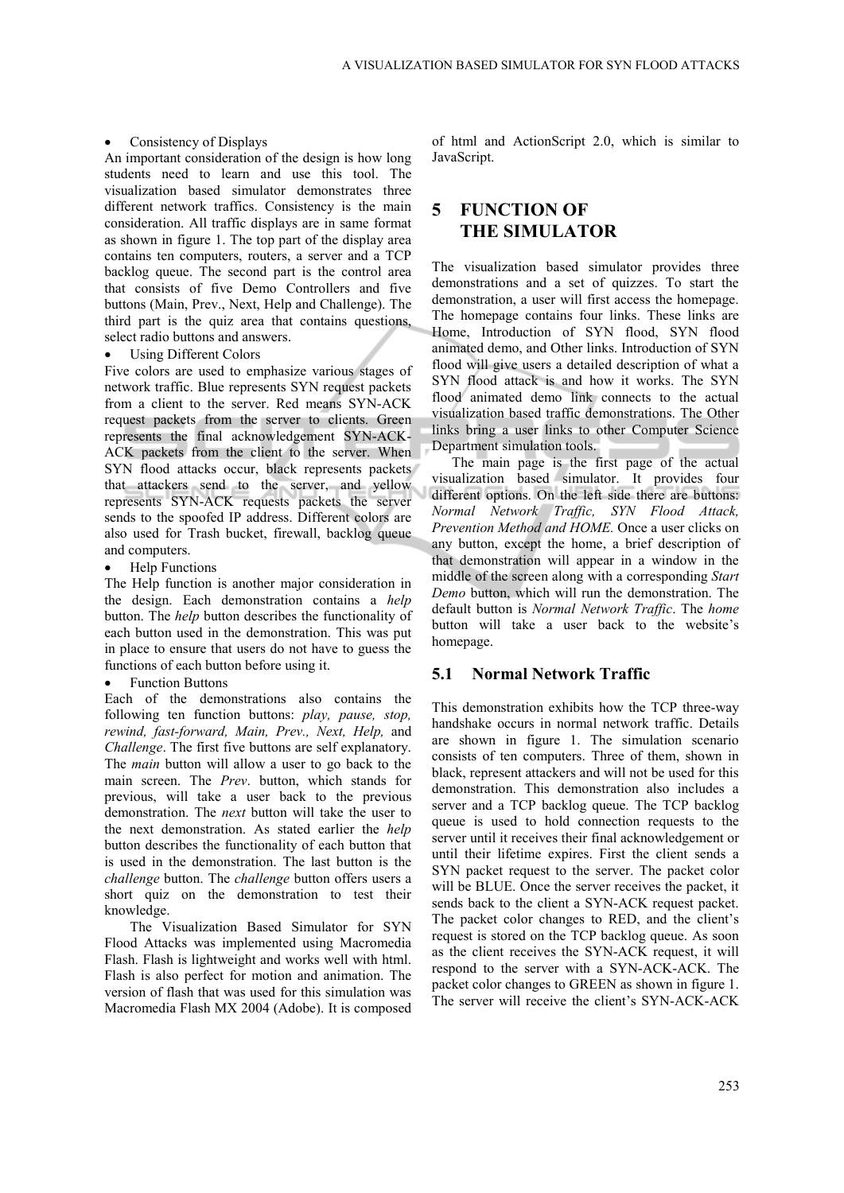- Consistency of Displays

An important consideration of the design is how long students need to learn and use this tool. The visualization based simulator demonstrates three different network traffics. Consistency is the main consideration. All traffic displays are in same format as shown in figure 1. The top part of the display area contains ten computers, routers, a server and a TCP backlog queue. The second part is the control area that consists of five Demo Controllers and five buttons (Main, Prev., Next, Help and Challenge). The third part is the quiz area that contains questions, select radio buttons and answers.

- Using Different Colors

Five colors are used to emphasize various stages of network traffic. Blue represents SYN request packets from a client to the server. Red means SYN-ACK request packets from the server to clients. Green represents the final acknowledgement SYN-ACK-ACK packets from the client to the server. When SYN flood attacks occur, black represents packets that attackers send to the server, and yellow represents SYN-ACK requests packets the server sends to the spoofed IP address. Different colors are also used for Trash bucket, firewall, backlog queue and computers.

- Help Functions

The Help function is another major consideration in the design. Each demonstration contains a *help* button. The *help* button describes the functionality of each button used in the demonstration. This was put in place to ensure that users do not have to guess the functions of each button before using it.

- Function Buttons

Each of the demonstrations also contains the following ten function buttons: *play, pause, stop, rewind, fast-forward, Main, Prev., Next, Help,* and *Challenge*. The first five buttons are self explanatory. The *main* button will allow a user to go back to the main screen. The *Prev*. button, which stands for previous, will take a user back to the previous demonstration. The *next* button will take the user to the next demonstration. As stated earlier the *help* button describes the functionality of each button that is used in the demonstration. The last button is the *challenge* button. The *challenge* button offers users a short quiz on the demonstration to test their knowledge.

The Visualization Based Simulator for SYN Flood Attacks was implemented using Macromedia Flash. Flash is lightweight and works well with html. Flash is also perfect for motion and animation. The version of flash that was used for this simulation was Macromedia Flash MX 2004 (Adobe). It is composed of html and ActionScript 2.0, which is similar to JavaScript.

# 5 FUNCTION OF THE SIMULATOR

The visualization based simulator provides three demonstrations and a set of quizzes. To start the demonstration, a user will first access the homepage. The homepage contains four links. These links are Home, Introduction of SYN flood, SYN flood animated demo, and Other links. Introduction of SYN flood will give users a detailed description of what a SYN flood attack is and how it works. The SYN flood animated demo link connects to the actual visualization based traffic demonstrations. The Other links bring a user links to other Computer Science Department simulation tools.

The main page is the first page of the actual visualization based simulator. It provides four different options. On the left side there are buttons: *Normal Network Traffic, SYN Flood Attack, Prevention Method and HOME.* Once a user clicks on any button, except the home, a brief description of that demonstration will appear in a window in the middle of the screen along with a corresponding *Start Demo* button, which will run the demonstration. The default button is *Normal Network Traffic*. The *home* button will take a user back to the website's homepage.

## 5.1 Normal Network Traffic

This demonstration exhibits how the TCP three-way handshake occurs in normal network traffic. Details are shown in figure 1. The simulation scenario consists of ten computers. Three of them, shown in black, represent attackers and will not be used for this demonstration. This demonstration also includes a server and a TCP backlog queue. The TCP backlog queue is used to hold connection requests to the server until it receives their final acknowledgement or until their lifetime expires. First the client sends a SYN packet request to the server. The packet color will be BLUE. Once the server receives the packet, it sends back to the client a SYN-ACK request packet. The packet color changes to RED, and the client's request is stored on the TCP backlog queue. As soon as the client receives the SYN-ACK request, it will respond to the server with a SYN-ACK-ACK. The packet color changes to GREEN as shown in figure 1. The server will receive the client's SYN-ACK-ACK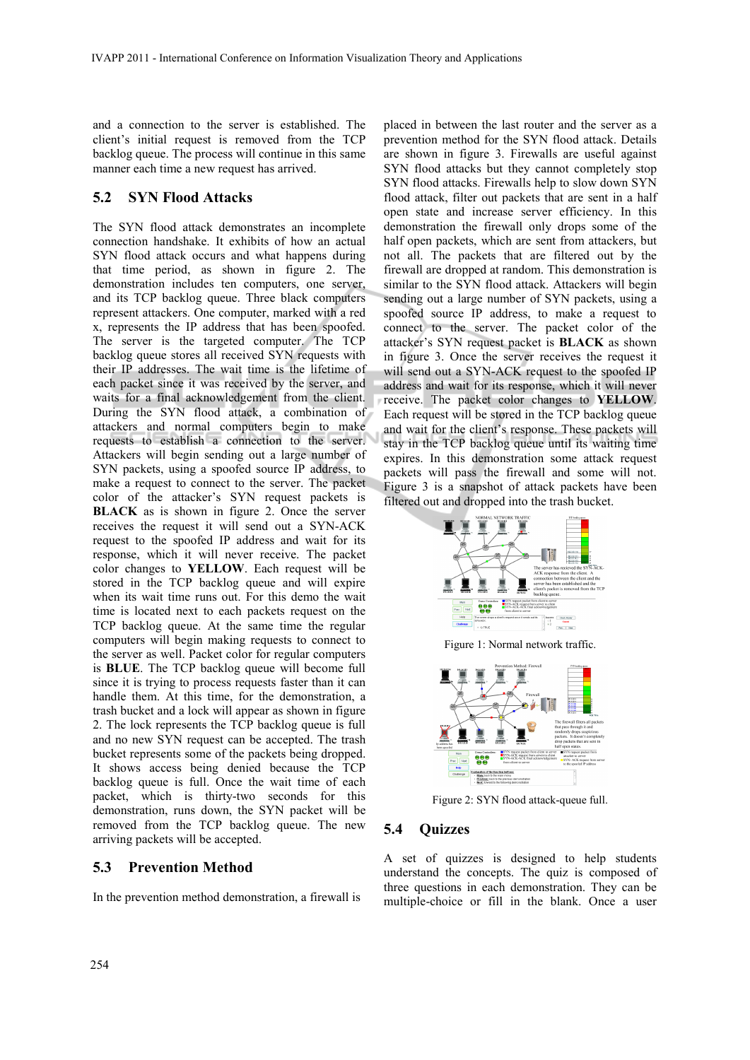and a connection to the server is established. The client's initial request is removed from the TCP backlog queue. The process will continue in this same manner each time a new request has arrived.

## 5.2 SYN Flood Attacks

The SYN flood attack demonstrates an incomplete connection handshake. It exhibits of how an actual SYN flood attack occurs and what happens during that time period, as shown in figure 2. The demonstration includes ten computers, one server, and its TCP backlog queue. Three black computers represent attackers. One computer, marked with a red x, represents the IP address that has been spoofed. The server is the targeted computer. The TCP backlog queue stores all received SYN requests with their IP addresses. The wait time is the lifetime of each packet since it was received by the server, and waits for a final acknowledgement from the client. During the SYN flood attack, a combination of attackers and normal computers begin to make requests to establish a connection to the server. Attackers will begin sending out a large number of SYN packets, using a spoofed source IP address, to make a request to connect to the server. The packet color of the attacker's SYN request packets is **BLACK** as is shown in figure 2. Once the server receives the request it will send out a SYN-ACK request to the spoofed IP address and wait for its response, which it will never receive. The packet color changes to **YELLOW**. Each request will be stored in the TCP backlog queue and will expire when its wait time runs out. For this demo the wait time is located next to each packets request on the TCP backlog queue. At the same time the regular computers will begin making requests to connect to the server as well. Packet color for regular computers is **BLUE**. The TCP backlog queue will become full since it is trying to process requests faster than it can handle them. At this time, for the demonstration, a trash bucket and a lock will appear as shown in figure 2. The lock represents the TCP backlog queue is full and no new SYN request can be accepted. The trash bucket represents some of the packets being dropped. It shows access being denied because the TCP backlog queue is full. Once the wait time of each packet, which is thirty-two seconds for this demonstration, runs down, the SYN packet will be removed from the TCP backlog queue. The new arriving packets will be accepted.

## 5.3 Prevention Method

In the prevention method demonstration, a firewall is placed in between the last router and the server as a prevention method for the SYN flood attack. Details are shown in figure 3. Firewalls are useful against SYN flood attacks but they cannot completely stop SYN flood attacks. Firewalls help to slow down SYN flood attack, filter out packets that are sent in a half open state and increase server efficiency. In this demonstration the firewall only drops some of the half open packets, which are sent from attackers, but not all. The packets that are filtered out by the firewall are dropped at random. This demonstration is similar to the SYN flood attack. Attackers will begin sending out a large number of SYN packets, using a spoofed source IP address, to make a request to connect to the server. The packet color of the attacker's SYN request packet is **BLACK** as shown in figure 3. Once the server receives the request it will send out a SYN-ACK request to the spoofed IP address and wait for its response, which it will never receive. The packet color changes to **YELLOW**. Each request will be stored in the TCP backlog queue and wait for the client's response. These packets will stay in the TCP backlog queue until its waiting time expires. In this demonstration some attack request packets will pass the firewall and some will not. Figure 3 is a snapshot of attack packets have been filtered out and dropped into the trash bucket.

Figure 1: Normal network traffic.

Figure 2: SYN flood attack-queue full.

## 5.4 Quizzes

A set of quizzes is designed to help students understand the concepts. The quiz is composed of three questions in each demonstration. They can be multiple-choice or fill in the blank. Once a user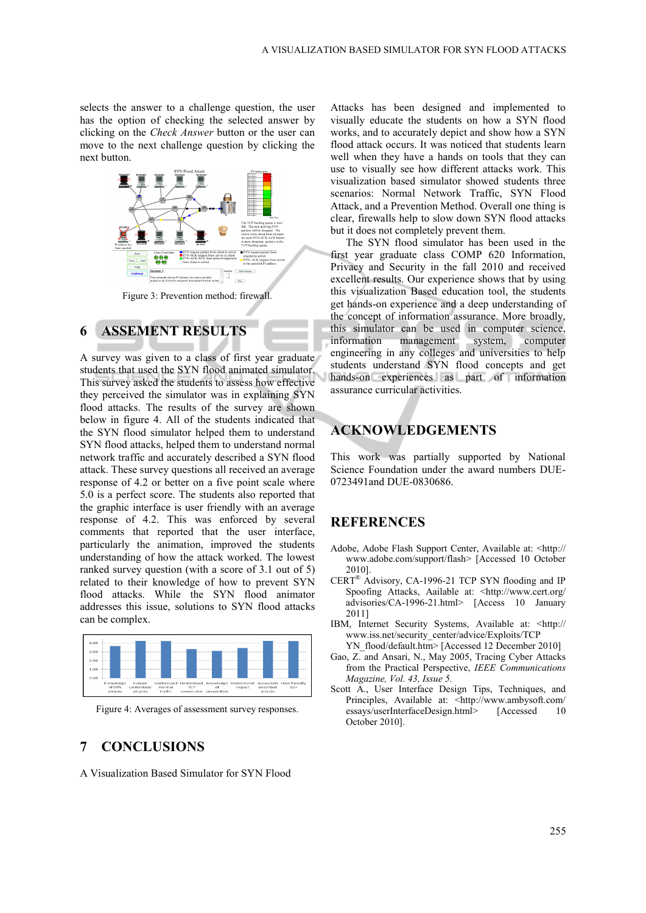selects the answer to a challenge question, the user has the option of checking the selected answer by clicking on the *Check Answer* button or the user can move to the next challenge question by clicking the next button.

Figure 3: Prevention method: firewall.

## 6 ASSEMENT RESULTS

A survey was given to a class of first year graduate students that used the SYN flood animated simulator. This survey asked the students to assess how effective they perceived the simulator was in explaining SYN flood attacks. The results of the survey are shown below in figure 4. All of the students indicated that the SYN flood simulator helped them to understand SYN flood attacks, helped them to understand normal network traffic and accurately described a SYN flood attack. These survey questions all received an average response of 4.2 or better on a five point scale where 5.0 is a perfect score. The students also reported that the graphic interface is user friendly with an average response of 4.2. This was enforced by several comments that reported that the user interface, particularly the animation, improved the students understanding of how the attack worked. The lowest ranked survey question (with a score of 3.1 out of 5) related to their knowledge of how to prevent SYN flood attacks. While the SYN flood animator addresses this issue, solutions to SYN flood attacks can be complex.

4.00
3.00
2.00
1.00
0.00

Knowledge of SYN attacks
Helped understand attacks
Understand normal traffic
Understand TCP connection
Knowledge of prevention
Understand impact
Accurately described attacks
User friendly GUI

Figure 4: Averages of assessment survey responses.

## 7 CONCLUSIONS

A Visualization Based Simulator for SYN Flood Attacks has been designed and implemented to visually educate the students on how a SYN flood works, and to accurately depict and show how a SYN flood attack occurs. It was noticed that students learn well when they have a hands on tools that they can use to visually see how different attacks work. This visualization based simulator showed students three scenarios: Normal Network Traffic, SYN Flood Attack, and a Prevention Method. Overall one thing is clear, firewalls help to slow down SYN flood attacks but it does not completely prevent them.

The SYN flood simulator has been used in the first year graduate class COMP 620 Information, Privacy and Security in the fall 2010 and received excellent results. Our experience shows that by using this visualization Based education tool, the students get hands-on experience and a deep understanding of the concept of information assurance. More broadly, this simulator can be used in computer science, information management system, computer engineering in any colleges and universities to help students understand SYN flood concepts and get hands-on experiences as part of information assurance curricular activities.

## ACKNOWLEDGEMENTS

This work was partially supported by National Science Foundation under the award numbers DUE-0723491and DUE-0830686.

## REFERENCES

Adobe, Adobe Flash Support Center, Available at: <http://www.adobe.com/support/flash> [Accessed 10 October 2010].

CERT® Advisory, CA-1996-21 TCP SYN flooding and IP Spoofing Attacks, Aailable at: <http://www.cert.org/advisories/CA-1996-21.html> [Access 10 January 2011]

IBM, Internet Security Systems, Available at: <http://www.iss.net/security_center/advice/Exploits/TCP/YN_flood/default.htm> [Accessed 12 December 2010]

Gao, Z. and Ansari, N., May 2005, Tracing Cyber Attacks from the Practical Perspective, *IEEE Communications Magazine, Vol. 43, Issue 5.*

Scott A., User Interface Design Tips, Techniques, and Principles, Available at: <http://www.ambysoft.com/essays/userInterfaceDesign.html> [Accessed 10 October 2010].